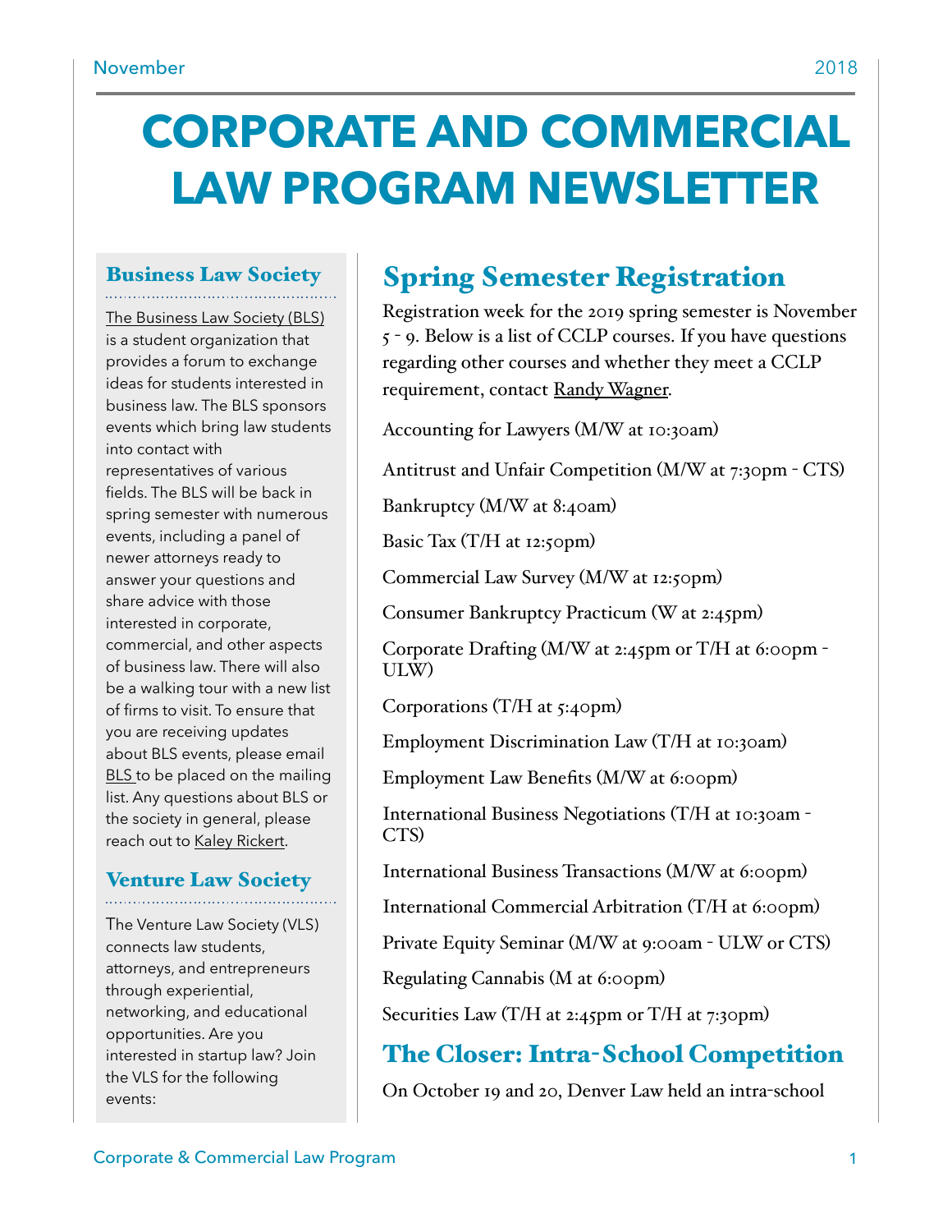# CORPORATE AND COMMERCIAL LAW PROGRAM NEWSLETTER

## Business Law Society

The Business Law Society (BLS) is a student organization that provides a forum to exchange ideas for students interested in business law. The BLS sponsors events which bring law students into contact with representatives of various fields. The BLS will be back in spring semester with numerous events, including a panel of newer attorneys ready to answer your questions and share advice with those interested in corporate, commercial, and other aspects of business law. There will also be a walking tour with a new list of firms to visit. To ensure that you are receiving updates about BLS events, please email BLS to be placed on the mailing list. Any questions about BLS or the society in general, please reach out to Kaley Rickert.

## Venture Law Society

The Venture Law Society (VLS) connects law students, attorneys, and entrepreneurs through experiential, networking, and educational opportunities. Are you interested in startup law? Join the VLS for the following events:

## Spring Semester Registration

Registration week for the 2019 spring semester is November 5 - 9. Below is a list of CCLP courses. If you have questions regarding other courses and whether they meet a CCLP requirement, contact Randy Wagner.

Accounting for Lawyers (M/W at 10:30am)

Antitrust and Unfair Competition (M/W at 7:30pm - CTS)

Bankruptcy (M/W at 8:40am)

Basic Tax (T/H at 12:50pm)

Commercial Law Survey (M/W at 12:50pm)

Consumer Bankruptcy Practicum (W at 2:45pm)

Corporate Drafting (M/W at 2:45pm or T/H at 6:00pm - ULW)

Corporations (T/H at 5:40pm)

Employment Discrimination Law (T/H at 10:30am)

Employment Law Benefits (M/W at 6:00pm)

International Business Negotiations (T/H at 10:30am - CTS)

International Business Transactions (M/W at 6:00pm)

International Commercial Arbitration (T/H at 6:00pm)

Private Equity Seminar (M/W at 9:00am - ULW or CTS)

Regulating Cannabis (M at 6:00pm)

Securities Law (T/H at 2:45pm or T/H at 7:30pm)

## The Closer: Intra-School Competition

On October 19 and 20, Denver Law held an intra-school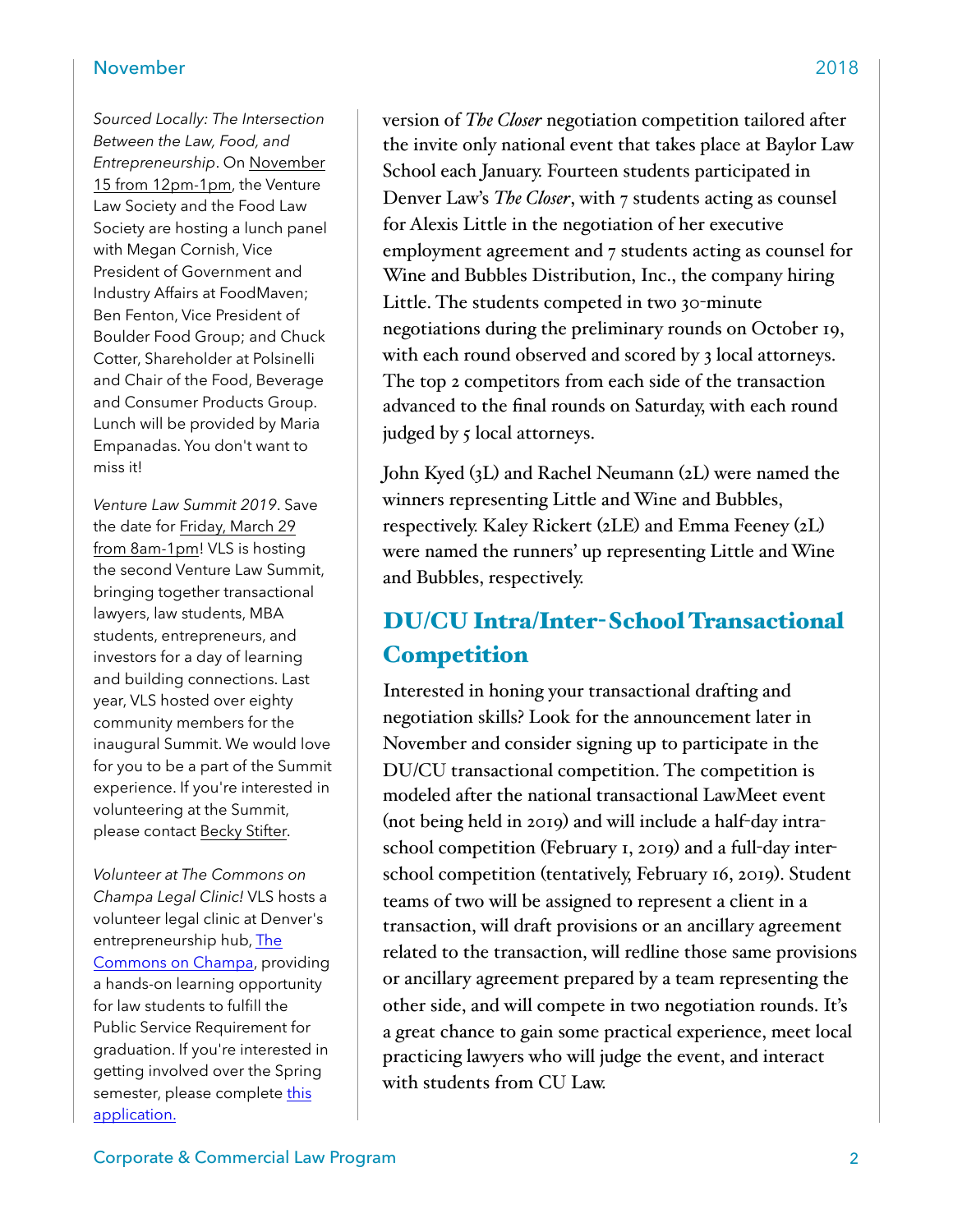*Sourced Locally: The Intersection Between the Law, Food, and Entrepreneurship*. On November 15 from 12pm-1pm, the Venture Law Society and the Food Law Society are hosting a lunch panel with Megan Cornish, Vice President of Government and Industry Affairs at FoodMaven; Ben Fenton, Vice President of Boulder Food Group; and Chuck Cotter, Shareholder at Polsinelli and Chair of the Food, Beverage and Consumer Products Group. Lunch will be provided by Maria Empanadas. You don't want to miss it!

*Venture Law Summit 2019*. Save the date for Friday, March 29 from 8am-1pm! VLS is hosting the second Venture Law Summit, bringing together transactional lawyers, law students, MBA students, entrepreneurs, and investors for a day of learning and building connections. Last year, VLS hosted over eighty community members for the inaugural Summit. We would love for you to be a part of the Summit experience. If you're interested in volunteering at the Summit, please contact Becky Stifter.

*Volunteer at The Commons on Champa Legal Clinic!* VLS hosts a volunteer legal clinic at Denver's entrepreneurship hub, The Commons on Champa, providing a hands-on learning opportunity for law students to fulfill the Public Service Requirement for graduation. If you're interested in getting involved over the Spring semester, please complete this application.

version of *The Closer* negotiation competition tailored after the invite only national event that takes place at Baylor Law School each January. Fourteen students participated in Denver Law's *The Closer*, with 7 students acting as counsel for Alexis Little in the negotiation of her executive employment agreement and 7 students acting as counsel for Wine and Bubbles Distribution, Inc., the company hiring Little. The students competed in two 30-minute negotiations during the preliminary rounds on October 19, with each round observed and scored by 3 local attorneys. The top 2 competitors from each side of the transaction advanced to the final rounds on Saturday, with each round judged by 5 local attorneys.

John Kyed (3L) and Rachel Neumann (2L) were named the winners representing Little and Wine and Bubbles, respectively. Kaley Rickert (2LE) and Emma Feeney (2L) were named the runners' up representing Little and Wine and Bubbles, respectively.

## DU/CU Intra/Inter-School Transactional Competition

Interested in honing your transactional drafting and negotiation skills? Look for the announcement later in November and consider signing up to participate in the DU/CU transactional competition. The competition is modeled after the national transactional LawMeet event (not being held in 2019) and will include a half-day intra-school competition (February 1, 2019) and a full-day inter-school competition (tentatively, February 16, 2019). Student teams of two will be assigned to represent a client in a transaction, will draft provisions or an ancillary agreement related to the transaction, will redline those same provisions or ancillary agreement prepared by a team representing the other side, and will compete in two negotiation rounds. It's a great chance to gain some practical experience, meet local practicing lawyers who will judge the event, and interact with students from CU Law.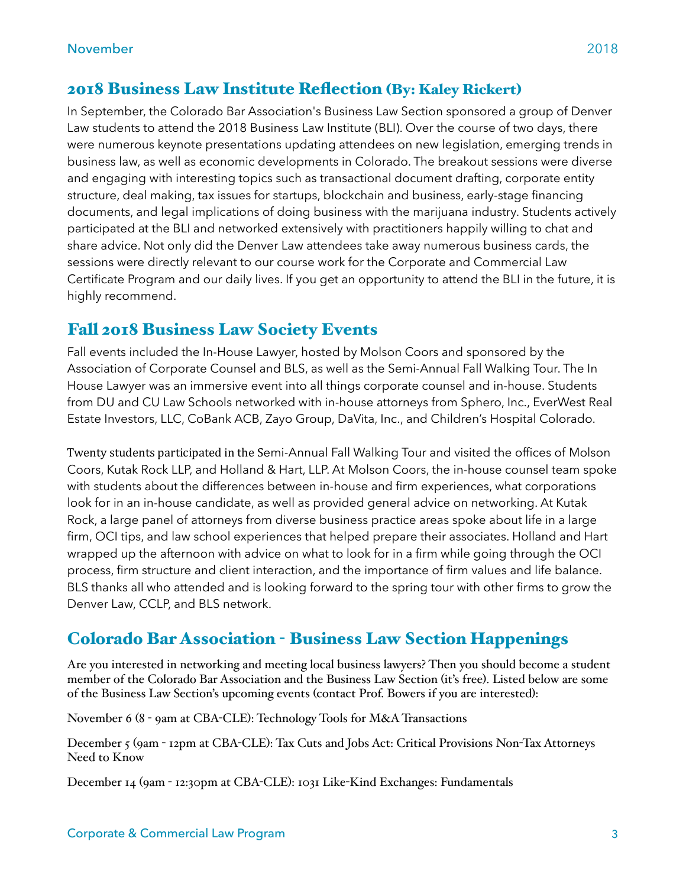## 2018 Business Law Institute Reflection (By: Kaley Rickert)

In September, the Colorado Bar Association's Business Law Section sponsored a group of Denver Law students to attend the 2018 Business Law Institute (BLI). Over the course of two days, there were numerous keynote presentations updating attendees on new legislation, emerging trends in business law, as well as economic developments in Colorado. The breakout sessions were diverse and engaging with interesting topics such as transactional document drafting, corporate entity structure, deal making, tax issues for startups, blockchain and business, early-stage financing documents, and legal implications of doing business with the marijuana industry. Students actively participated at the BLI and networked extensively with practitioners happily willing to chat and share advice. Not only did the Denver Law attendees take away numerous business cards, the sessions were directly relevant to our course work for the Corporate and Commercial Law Certificate Program and our daily lives. If you get an opportunity to attend the BLI in the future, it is highly recommend.

## Fall 2018 Business Law Society Events

Fall events included the In-House Lawyer, hosted by Molson Coors and sponsored by the Association of Corporate Counsel and BLS, as well as the Semi-Annual Fall Walking Tour. The In House Lawyer was an immersive event into all things corporate counsel and in-house. Students from DU and CU Law Schools networked with in-house attorneys from Sphero, Inc., EverWest Real Estate Investors, LLC, CoBank ACB, Zayo Group, DaVita, Inc., and Children's Hospital Colorado.

Twenty students participated in the Semi-Annual Fall Walking Tour and visited the offices of Molson Coors, Kutak Rock LLP, and Holland & Hart, LLP. At Molson Coors, the in-house counsel team spoke with students about the differences between in-house and firm experiences, what corporations look for in an in-house candidate, as well as provided general advice on networking. At Kutak Rock, a large panel of attorneys from diverse business practice areas spoke about life in a large firm, OCI tips, and law school experiences that helped prepare their associates. Holland and Hart wrapped up the afternoon with advice on what to look for in a firm while going through the OCI process, firm structure and client interaction, and the importance of firm values and life balance. BLS thanks all who attended and is looking forward to the spring tour with other firms to grow the Denver Law, CCLP, and BLS network.

## Colorado Bar Association - Business Law Section Happenings

Are you interested in networking and meeting local business lawyers? Then you should become a student member of the Colorado Bar Association and the Business Law Section (it's free). Listed below are some of the Business Law Section's upcoming events (contact Prof. Bowers if you are interested):

November 6 (8 - 9am at CBA-CLE): Technology Tools for M&A Transactions

December 5 (9am - 12pm at CBA-CLE): Tax Cuts and Jobs Act: Critical Provisions Non-Tax Attorneys Need to Know

December 14 (9am - 12:30pm at CBA-CLE): 1031 Like-Kind Exchanges: Fundamentals